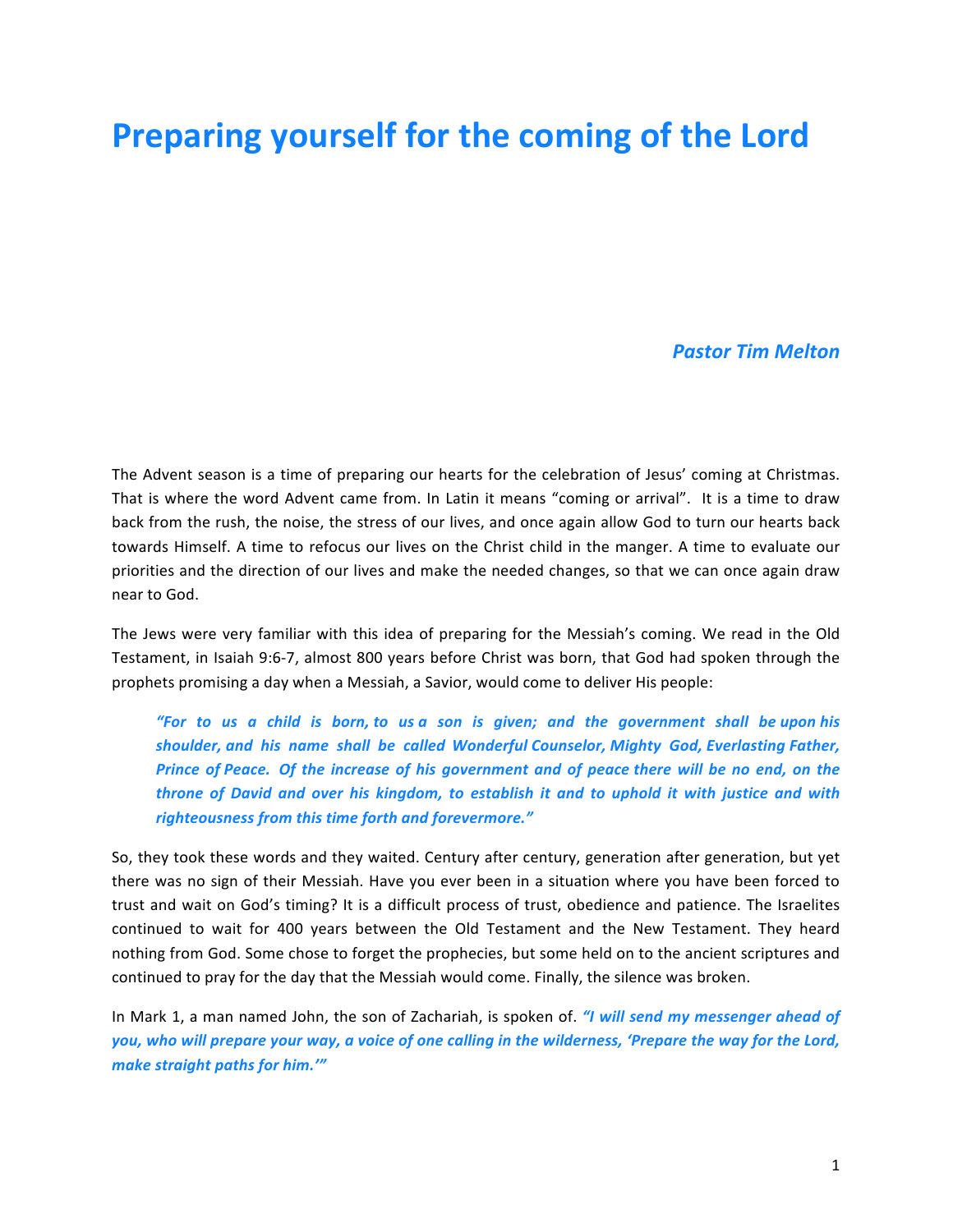# Preparing yourself for the coming of the Lord

***Pastor Tim Melton***

The Advent season is a time of preparing our hearts for the celebration of Jesus' coming at Christmas. That is where the word Advent came from. In Latin it means "coming or arrival". It is a time to draw back from the rush, the noise, the stress of our lives, and once again allow God to turn our hearts back towards Himself. A time to refocus our lives on the Christ child in the manger. A time to evaluate our priorities and the direction of our lives and make the needed changes, so that we can once again draw near to God.

The Jews were very familiar with this idea of preparing for the Messiah's coming. We read in the Old Testament, in Isaiah 9:6-7, almost 800 years before Christ was born, that God had spoken through the prophets promising a day when a Messiah, a Savior, would come to deliver His people:

> ***"For to us a child is born, to us a son is given; and the government shall be upon his shoulder, and his name shall be called Wonderful Counselor, Mighty God, Everlasting Father, Prince of Peace. Of the increase of his government and of peace there will be no end, on the throne of David and over his kingdom, to establish it and to uphold it with justice and with righteousness from this time forth and forevermore."***

So, they took these words and they waited. Century after century, generation after generation, but yet there was no sign of their Messiah. Have you ever been in a situation where you have been forced to trust and wait on God's timing? It is a difficult process of trust, obedience and patience. The Israelites continued to wait for 400 years between the Old Testament and the New Testament. They heard nothing from God. Some chose to forget the prophecies, but some held on to the ancient scriptures and continued to pray for the day that the Messiah would come. Finally, the silence was broken.

In Mark 1, a man named John, the son of Zachariah, is spoken of. ***"I will send my messenger ahead of you, who will prepare your way, a voice of one calling in the wilderness, 'Prepare the way for the Lord, make straight paths for him.'"***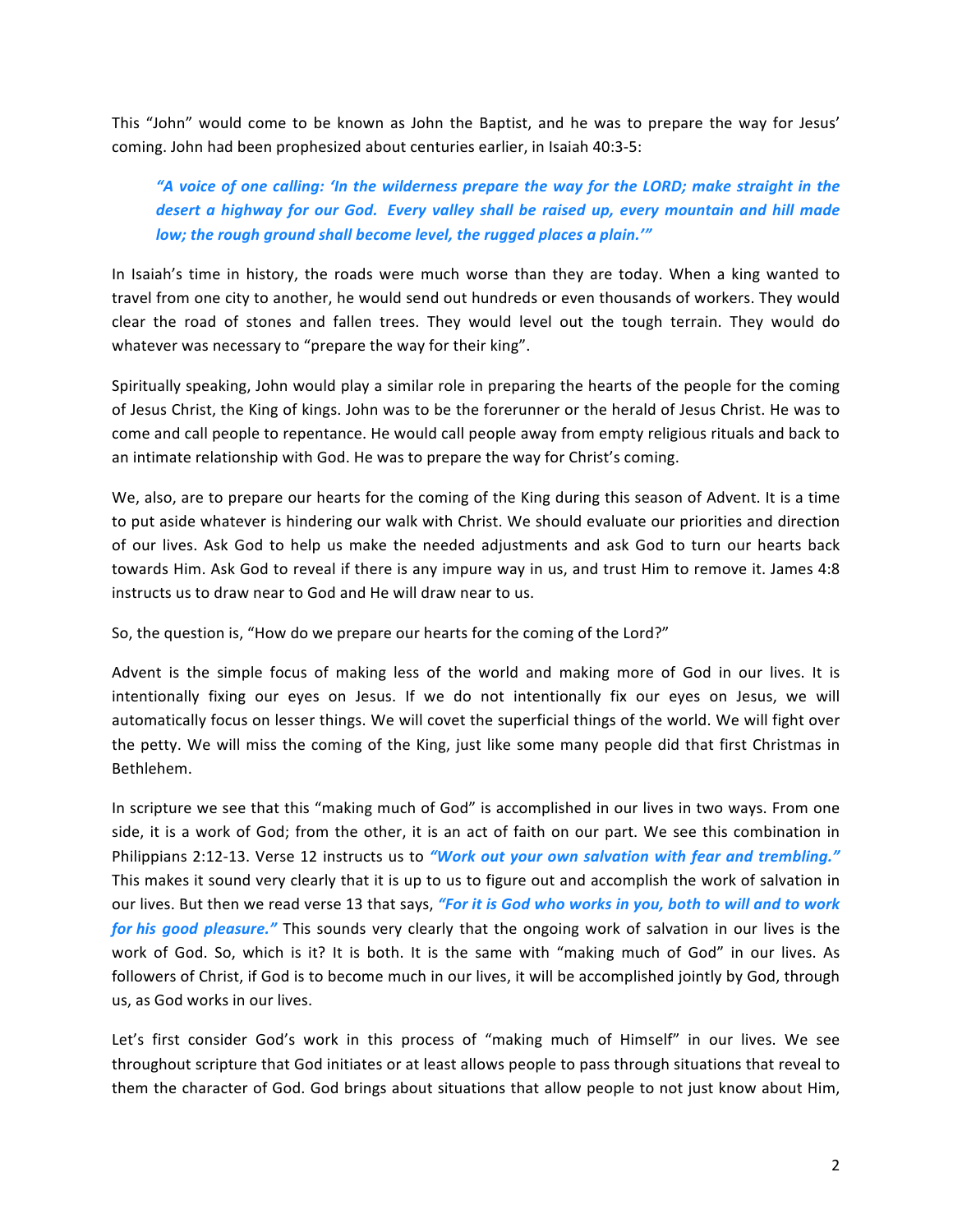This "John" would come to be known as John the Baptist, and he was to prepare the way for Jesus' coming. John had been prophesized about centuries earlier, in Isaiah 40:3-5:

> ***"A voice of one calling: 'In the wilderness prepare the way for the LORD; make straight in the desert a highway for our God. Every valley shall be raised up, every mountain and hill made low; the rough ground shall become level, the rugged places a plain.'"***

In Isaiah's time in history, the roads were much worse than they are today. When a king wanted to travel from one city to another, he would send out hundreds or even thousands of workers. They would clear the road of stones and fallen trees. They would level out the tough terrain. They would do whatever was necessary to "prepare the way for their king".

Spiritually speaking, John would play a similar role in preparing the hearts of the people for the coming of Jesus Christ, the King of kings. John was to be the forerunner or the herald of Jesus Christ. He was to come and call people to repentance. He would call people away from empty religious rituals and back to an intimate relationship with God. He was to prepare the way for Christ's coming.

We, also, are to prepare our hearts for the coming of the King during this season of Advent. It is a time to put aside whatever is hindering our walk with Christ. We should evaluate our priorities and direction of our lives. Ask God to help us make the needed adjustments and ask God to turn our hearts back towards Him. Ask God to reveal if there is any impure way in us, and trust Him to remove it. James 4:8 instructs us to draw near to God and He will draw near to us.

So, the question is, "How do we prepare our hearts for the coming of the Lord?"

Advent is the simple focus of making less of the world and making more of God in our lives. It is intentionally fixing our eyes on Jesus. If we do not intentionally fix our eyes on Jesus, we will automatically focus on lesser things. We will covet the superficial things of the world. We will fight over the petty. We will miss the coming of the King, just like some many people did that first Christmas in Bethlehem.

In scripture we see that this "making much of God" is accomplished in our lives in two ways. From one side, it is a work of God; from the other, it is an act of faith on our part. We see this combination in Philippians 2:12-13. Verse 12 instructs us to ***"Work out your own salvation with fear and trembling."*** This makes it sound very clearly that it is up to us to figure out and accomplish the work of salvation in our lives. But then we read verse 13 that says, ***"For it is God who works in you, both to will and to work for his good pleasure."*** This sounds very clearly that the ongoing work of salvation in our lives is the work of God. So, which is it? It is both. It is the same with "making much of God" in our lives. As followers of Christ, if God is to become much in our lives, it will be accomplished jointly by God, through us, as God works in our lives.

Let's first consider God's work in this process of "making much of Himself" in our lives. We see throughout scripture that God initiates or at least allows people to pass through situations that reveal to them the character of God. God brings about situations that allow people to not just know about Him,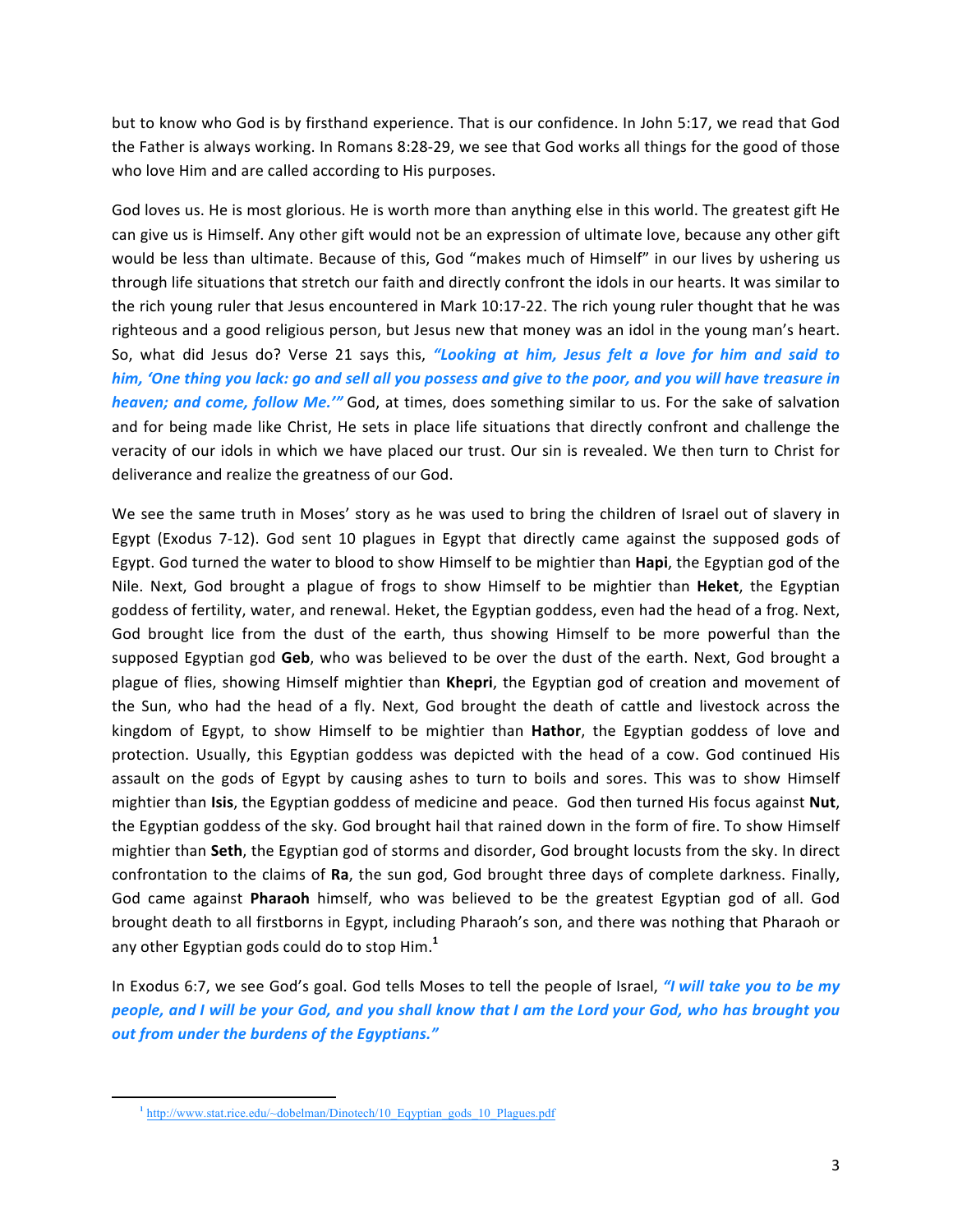but to know who God is by firsthand experience. That is our confidence. In John 5:17, we read that God the Father is always working. In Romans 8:28-29, we see that God works all things for the good of those who love Him and are called according to His purposes.

God loves us. He is most glorious. He is worth more than anything else in this world. The greatest gift He can give us is Himself. Any other gift would not be an expression of ultimate love, because any other gift would be less than ultimate. Because of this, God "makes much of Himself" in our lives by ushering us through life situations that stretch our faith and directly confront the idols in our hearts. It was similar to the rich young ruler that Jesus encountered in Mark 10:17-22. The rich young ruler thought that he was righteous and a good religious person, but Jesus new that money was an idol in the young man's heart. So, what did Jesus do? Verse 21 says this, ***"Looking at him, Jesus felt a love for him and said to him, 'One thing you lack: go and sell all you possess and give to the poor, and you will have treasure in heaven; and come, follow Me.'"*** God, at times, does something similar to us. For the sake of salvation and for being made like Christ, He sets in place life situations that directly confront and challenge the veracity of our idols in which we have placed our trust. Our sin is revealed. We then turn to Christ for deliverance and realize the greatness of our God.

We see the same truth in Moses' story as he was used to bring the children of Israel out of slavery in Egypt (Exodus 7-12). God sent 10 plagues in Egypt that directly came against the supposed gods of Egypt. God turned the water to blood to show Himself to be mightier than **Hapi**, the Egyptian god of the Nile. Next, God brought a plague of frogs to show Himself to be mightier than **Heket**, the Egyptian goddess of fertility, water, and renewal. Heket, the Egyptian goddess, even had the head of a frog. Next, God brought lice from the dust of the earth, thus showing Himself to be more powerful than the supposed Egyptian god **Geb**, who was believed to be over the dust of the earth. Next, God brought a plague of flies, showing Himself mightier than **Khepri**, the Egyptian god of creation and movement of the Sun, who had the head of a fly. Next, God brought the death of cattle and livestock across the kingdom of Egypt, to show Himself to be mightier than **Hathor**, the Egyptian goddess of love and protection. Usually, this Egyptian goddess was depicted with the head of a cow. God continued His assault on the gods of Egypt by causing ashes to turn to boils and sores. This was to show Himself mightier than **Isis**, the Egyptian goddess of medicine and peace. God then turned His focus against **Nut**, the Egyptian goddess of the sky. God brought hail that rained down in the form of fire. To show Himself mightier than **Seth**, the Egyptian god of storms and disorder, God brought locusts from the sky. In direct confrontation to the claims of **Ra**, the sun god, God brought three days of complete darkness. Finally, God came against **Pharaoh** himself, who was believed to be the greatest Egyptian god of all. God brought death to all firstborns in Egypt, including Pharaoh's son, and there was nothing that Pharaoh or any other Egyptian gods could do to stop Him.[1]

In Exodus 6:7, we see God's goal. God tells Moses to tell the people of Israel, ***"I will take you to be my people, and I will be your God, and you shall know that I am the Lord your God, who has brought you out from under the burdens of the Egyptians."***

---

[1] http://www.stat.rice.edu/~dobelman/Dinotech/10_Eqyptian_gods_10_Plagues.pdf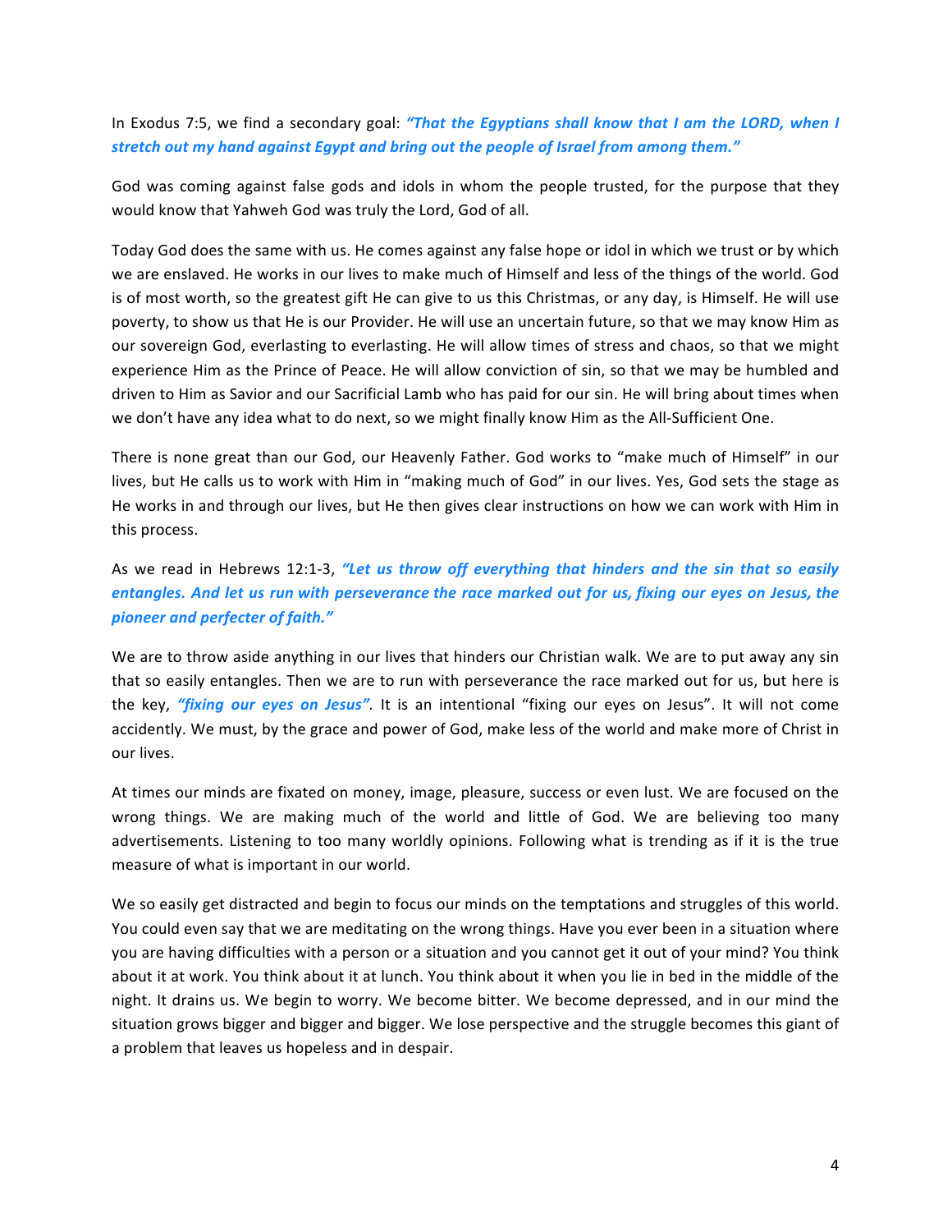In Exodus 7:5, we find a secondary goal: ***"That the Egyptians shall know that I am the LORD, when I stretch out my hand against Egypt and bring out the people of Israel from among them."***

God was coming against false gods and idols in whom the people trusted, for the purpose that they would know that Yahweh God was truly the Lord, God of all.

Today God does the same with us. He comes against any false hope or idol in which we trust or by which we are enslaved. He works in our lives to make much of Himself and less of the things of the world. God is of most worth, so the greatest gift He can give to us this Christmas, or any day, is Himself. He will use poverty, to show us that He is our Provider. He will use an uncertain future, so that we may know Him as our sovereign God, everlasting to everlasting. He will allow times of stress and chaos, so that we might experience Him as the Prince of Peace. He will allow conviction of sin, so that we may be humbled and driven to Him as Savior and our Sacrificial Lamb who has paid for our sin. He will bring about times when we don't have any idea what to do next, so we might finally know Him as the All-Sufficient One.

There is none great than our God, our Heavenly Father. God works to "make much of Himself" in our lives, but He calls us to work with Him in "making much of God" in our lives. Yes, God sets the stage as He works in and through our lives, but He then gives clear instructions on how we can work with Him in this process.

As we read in Hebrews 12:1-3, ***"Let us throw off everything that hinders and the sin that so easily entangles. And let us run with perseverance the race marked out for us, fixing our eyes on Jesus, the pioneer and perfecter of faith."***

We are to throw aside anything in our lives that hinders our Christian walk. We are to put away any sin that so easily entangles. Then we are to run with perseverance the race marked out for us, but here is the key, ***"fixing our eyes on Jesus"***. It is an intentional "fixing our eyes on Jesus". It will not come accidently. We must, by the grace and power of God, make less of the world and make more of Christ in our lives.

At times our minds are fixated on money, image, pleasure, success or even lust. We are focused on the wrong things. We are making much of the world and little of God. We are believing too many advertisements. Listening to too many worldly opinions. Following what is trending as if it is the true measure of what is important in our world.

We so easily get distracted and begin to focus our minds on the temptations and struggles of this world. You could even say that we are meditating on the wrong things. Have you ever been in a situation where you are having difficulties with a person or a situation and you cannot get it out of your mind? You think about it at work. You think about it at lunch. You think about it when you lie in bed in the middle of the night. It drains us. We begin to worry. We become bitter. We become depressed, and in our mind the situation grows bigger and bigger and bigger. We lose perspective and the struggle becomes this giant of a problem that leaves us hopeless and in despair.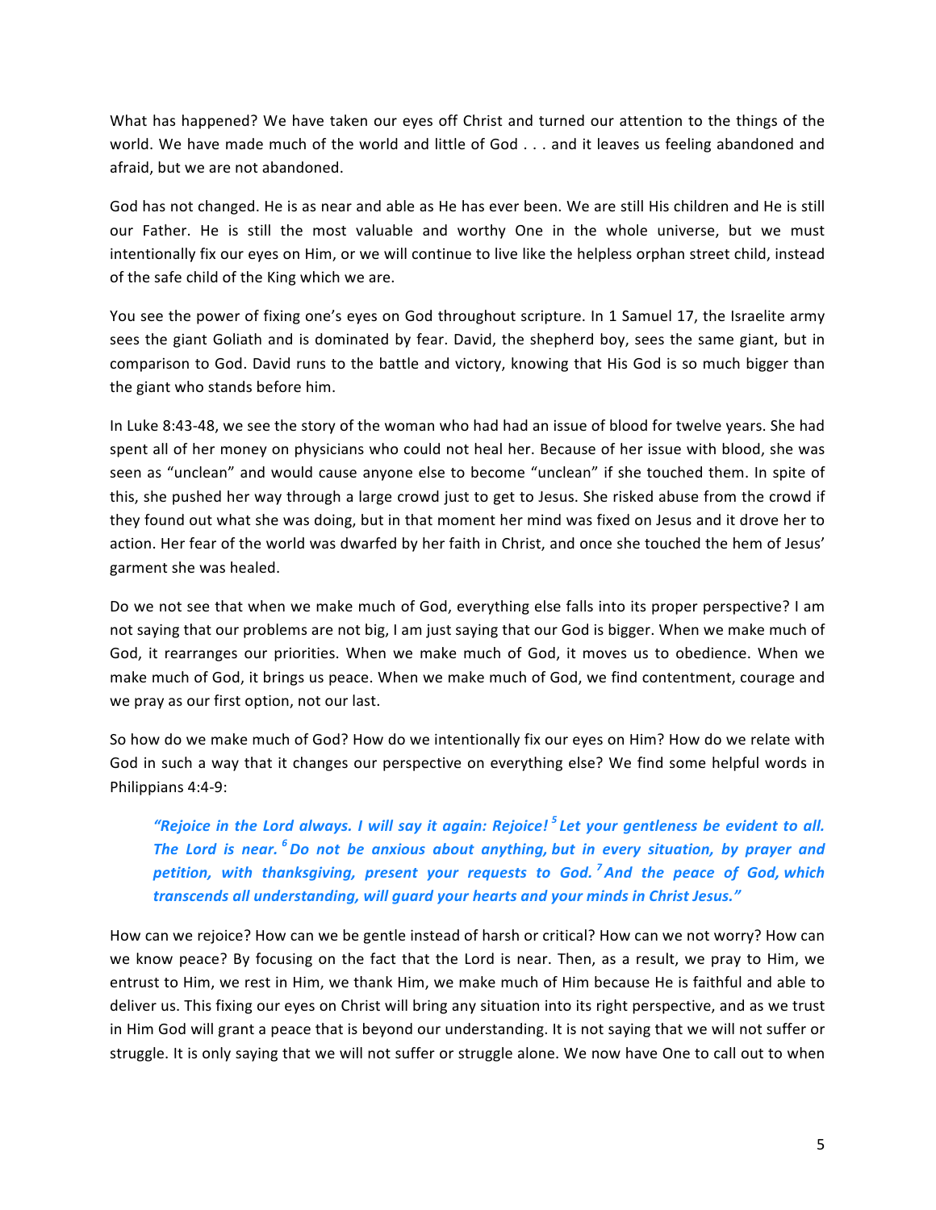What has happened? We have taken our eyes off Christ and turned our attention to the things of the world. We have made much of the world and little of God . . . and it leaves us feeling abandoned and afraid, but we are not abandoned.

God has not changed. He is as near and able as He has ever been. We are still His children and He is still our Father. He is still the most valuable and worthy One in the whole universe, but we must intentionally fix our eyes on Him, or we will continue to live like the helpless orphan street child, instead of the safe child of the King which we are.

You see the power of fixing one's eyes on God throughout scripture. In 1 Samuel 17, the Israelite army sees the giant Goliath and is dominated by fear. David, the shepherd boy, sees the same giant, but in comparison to God. David runs to the battle and victory, knowing that His God is so much bigger than the giant who stands before him.

In Luke 8:43-48, we see the story of the woman who had had an issue of blood for twelve years. She had spent all of her money on physicians who could not heal her. Because of her issue with blood, she was seen as "unclean" and would cause anyone else to become "unclean" if she touched them. In spite of this, she pushed her way through a large crowd just to get to Jesus. She risked abuse from the crowd if they found out what she was doing, but in that moment her mind was fixed on Jesus and it drove her to action. Her fear of the world was dwarfed by her faith in Christ, and once she touched the hem of Jesus' garment she was healed.

Do we not see that when we make much of God, everything else falls into its proper perspective? I am not saying that our problems are not big, I am just saying that our God is bigger. When we make much of God, it rearranges our priorities. When we make much of God, it moves us to obedience. When we make much of God, it brings us peace. When we make much of God, we find contentment, courage and we pray as our first option, not our last.

So how do we make much of God? How do we intentionally fix our eyes on Him? How do we relate with God in such a way that it changes our perspective on everything else? We find some helpful words in Philippians 4:4-9:

> ***"Rejoice in the Lord always. I will say it again: Rejoice! [5] Let your gentleness be evident to all. The Lord is near. [6] Do not be anxious about anything, but in every situation, by prayer and petition, with thanksgiving, present your requests to God. [7] And the peace of God, which transcends all understanding, will guard your hearts and your minds in Christ Jesus."***

How can we rejoice? How can we be gentle instead of harsh or critical? How can we not worry? How can we know peace? By focusing on the fact that the Lord is near. Then, as a result, we pray to Him, we entrust to Him, we rest in Him, we thank Him, we make much of Him because He is faithful and able to deliver us. This fixing our eyes on Christ will bring any situation into its right perspective, and as we trust in Him God will grant a peace that is beyond our understanding. It is not saying that we will not suffer or struggle. It is only saying that we will not suffer or struggle alone. We now have One to call out to when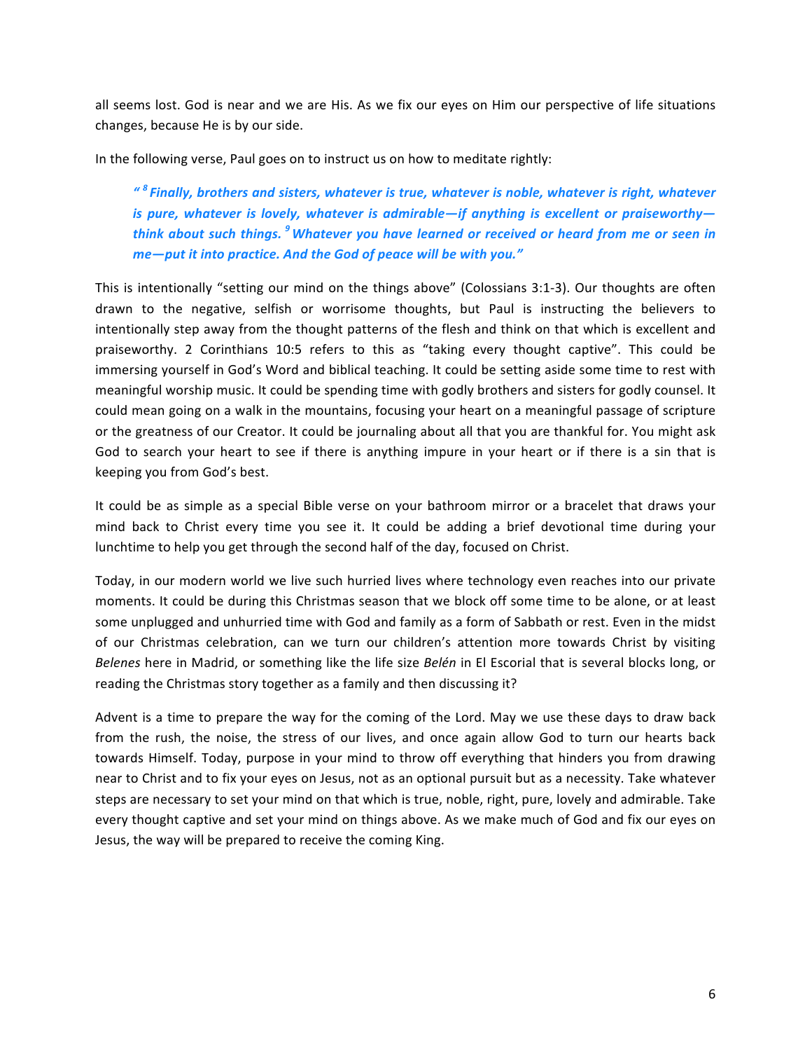all seems lost. God is near and we are His. As we fix our eyes on Him our perspective of life situations changes, because He is by our side.

In the following verse, Paul goes on to instruct us on how to meditate rightly:

> ***"[8] Finally, brothers and sisters, whatever is true, whatever is noble, whatever is right, whatever is pure, whatever is lovely, whatever is admirable—if anything is excellent or praiseworthy—think about such things. [9] Whatever you have learned or received or heard from me or seen in me—put it into practice. And the God of peace will be with you."***

This is intentionally "setting our mind on the things above" (Colossians 3:1-3). Our thoughts are often drawn to the negative, selfish or worrisome thoughts, but Paul is instructing the believers to intentionally step away from the thought patterns of the flesh and think on that which is excellent and praiseworthy. 2 Corinthians 10:5 refers to this as "taking every thought captive". This could be immersing yourself in God's Word and biblical teaching. It could be setting aside some time to rest with meaningful worship music. It could be spending time with godly brothers and sisters for godly counsel. It could mean going on a walk in the mountains, focusing your heart on a meaningful passage of scripture or the greatness of our Creator. It could be journaling about all that you are thankful for. You might ask God to search your heart to see if there is anything impure in your heart or if there is a sin that is keeping you from God's best.

It could be as simple as a special Bible verse on your bathroom mirror or a bracelet that draws your mind back to Christ every time you see it. It could be adding a brief devotional time during your lunchtime to help you get through the second half of the day, focused on Christ.

Today, in our modern world we live such hurried lives where technology even reaches into our private moments. It could be during this Christmas season that we block off some time to be alone, or at least some unplugged and unhurried time with God and family as a form of Sabbath or rest. Even in the midst of our Christmas celebration, can we turn our children's attention more towards Christ by visiting *Belenes* here in Madrid, or something like the life size *Belén* in El Escorial that is several blocks long, or reading the Christmas story together as a family and then discussing it?

Advent is a time to prepare the way for the coming of the Lord. May we use these days to draw back from the rush, the noise, the stress of our lives, and once again allow God to turn our hearts back towards Himself. Today, purpose in your mind to throw off everything that hinders you from drawing near to Christ and to fix your eyes on Jesus, not as an optional pursuit but as a necessity. Take whatever steps are necessary to set your mind on that which is true, noble, right, pure, lovely and admirable. Take every thought captive and set your mind on things above. As we make much of God and fix our eyes on Jesus, the way will be prepared to receive the coming King.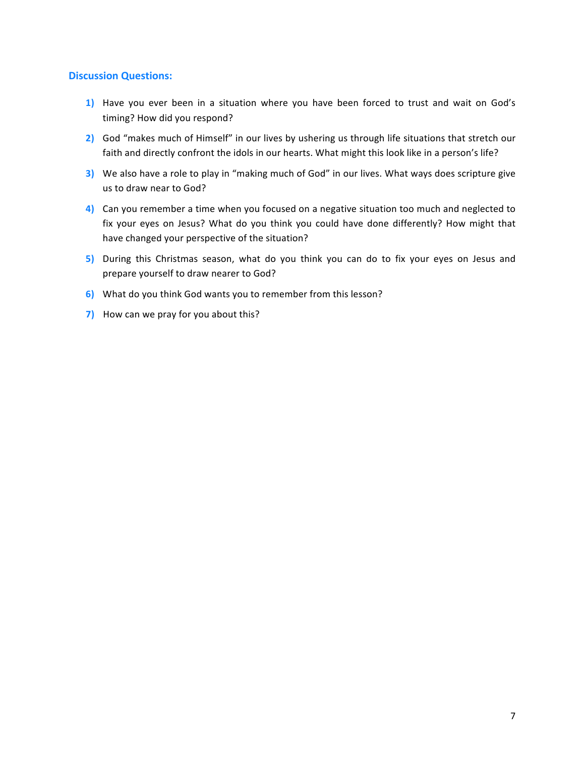### Discussion Questions:

1) Have you ever been in a situation where you have been forced to trust and wait on God's timing? How did you respond?
2) God "makes much of Himself" in our lives by ushering us through life situations that stretch our faith and directly confront the idols in our hearts. What might this look like in a person's life?
3) We also have a role to play in "making much of God" in our lives. What ways does scripture give us to draw near to God?
4) Can you remember a time when you focused on a negative situation too much and neglected to fix your eyes on Jesus? What do you think you could have done differently? How might that have changed your perspective of the situation?
5) During this Christmas season, what do you think you can do to fix your eyes on Jesus and prepare yourself to draw nearer to God?
6) What do you think God wants you to remember from this lesson?
7) How can we pray for you about this?